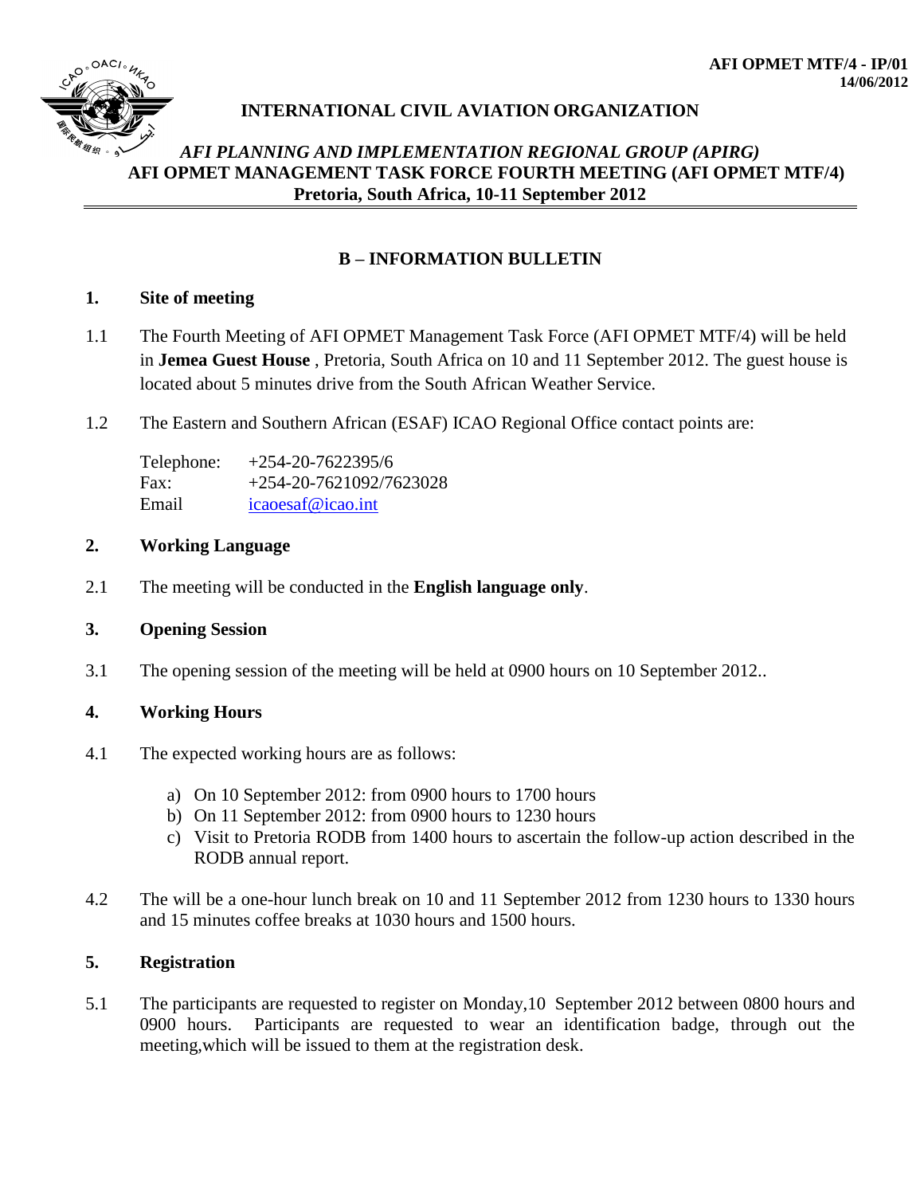**AFI OPMET MTF/4 - IP/01**
**14/06/2012**

**INTERNATIONAL CIVIL AVIATION ORGANIZATION**

***AFI PLANNING AND IMPLEMENTATION REGIONAL GROUP (APIRG)***
**AFI OPMET MANAGEMENT TASK FORCE FOURTH MEETING (AFI OPMET MTF/4)**
**Pretoria, South Africa, 10-11 September 2012**

---

## B – INFORMATION BULLETIN

### 1. Site of meeting

1.1 The Fourth Meeting of AFI OPMET Management Task Force (AFI OPMET MTF/4) will be held in **Jemea Guest House** , Pretoria, South Africa on 10 and 11 September 2012. The guest house is located about 5 minutes drive from the South African Weather Service.

1.2 The Eastern and Southern African (ESAF) ICAO Regional Office contact points are:

Telephone: +254-20-7622395/6
Fax: +254-20-7621092/7623028
Email icaoesaf@icao.int

### 2. Working Language

2.1 The meeting will be conducted in the **English language only**.

### 3. Opening Session

3.1 The opening session of the meeting will be held at 0900 hours on 10 September 2012..

### 4. Working Hours

4.1 The expected working hours are as follows:

a) On 10 September 2012: from 0900 hours to 1700 hours
b) On 11 September 2012: from 0900 hours to 1230 hours
c) Visit to Pretoria RODB from 1400 hours to ascertain the follow-up action described in the RODB annual report.

4.2 The will be a one-hour lunch break on 10 and 11 September 2012 from 1230 hours to 1330 hours and 15 minutes coffee breaks at 1030 hours and 1500 hours.

### 5. Registration

5.1 The participants are requested to register on Monday,10 September 2012 between 0800 hours and 0900 hours. Participants are requested to wear an identification badge, through out the meeting,which will be issued to them at the registration desk.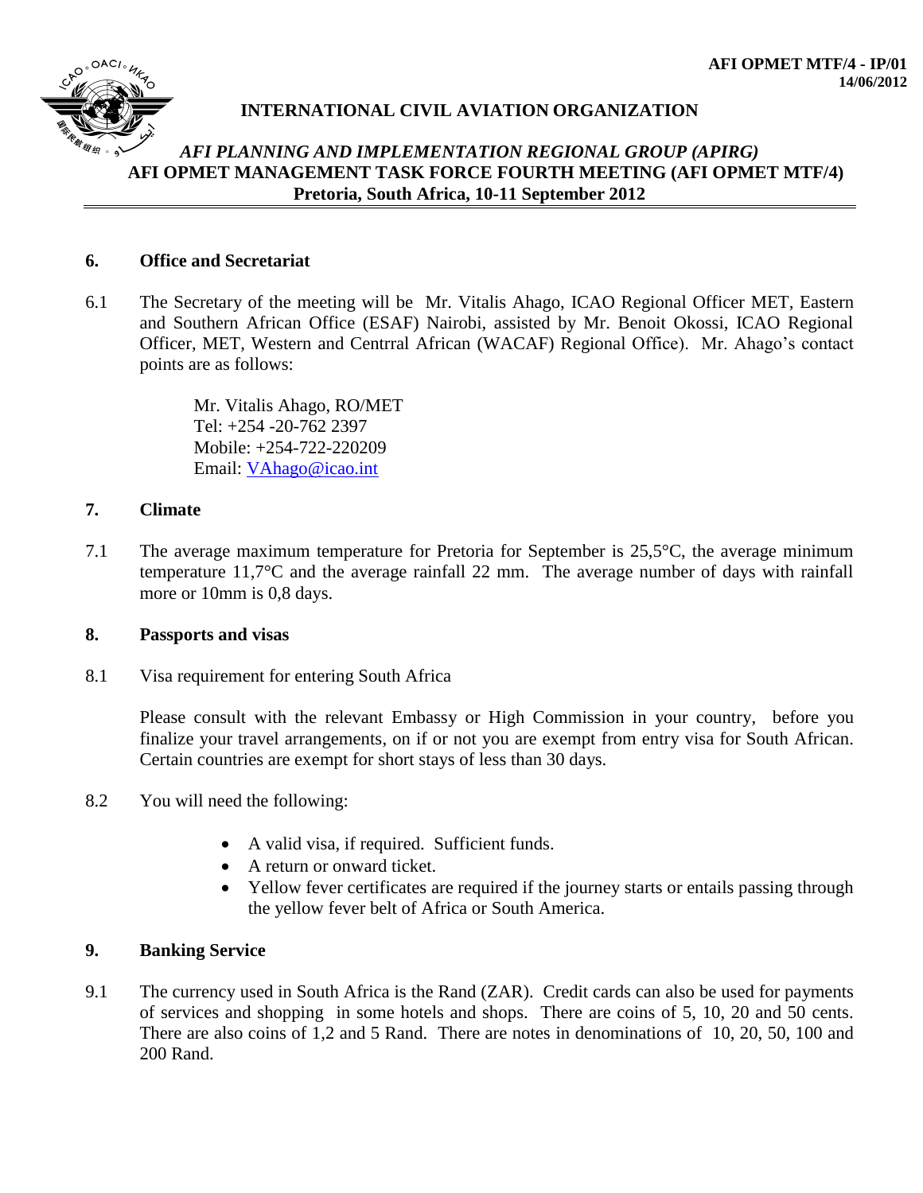**AFI OPMET MTF/4 - IP/01**
**14/06/2012**

**INTERNATIONAL CIVIL AVIATION ORGANIZATION**

***AFI PLANNING AND IMPLEMENTATION REGIONAL GROUP (APIRG)***
**AFI OPMET MANAGEMENT TASK FORCE FOURTH MEETING (AFI OPMET MTF/4)**
**Pretoria, South Africa, 10-11 September 2012**

## 6. Office and Secretariat

6.1 The Secretary of the meeting will be Mr. Vitalis Ahago, ICAO Regional Officer MET, Eastern and Southern African Office (ESAF) Nairobi, assisted by Mr. Benoit Okossi, ICAO Regional Officer, MET, Western and Centrral African (WACAF) Regional Office). Mr. Ahago's contact points are as follows:

Mr. Vitalis Ahago, RO/MET
Tel: +254 -20-762 2397
Mobile: +254-722-220209
Email: VAhago@icao.int

## 7. Climate

7.1 The average maximum temperature for Pretoria for September is 25,5°C, the average minimum temperature 11,7°C and the average rainfall 22 mm. The average number of days with rainfall more or 10mm is 0,8 days.

## 8. Passports and visas

8.1 Visa requirement for entering South Africa

Please consult with the relevant Embassy or High Commission in your country, before you finalize your travel arrangements, on if or not you are exempt from entry visa for South African. Certain countries are exempt for short stays of less than 30 days.

8.2 You will need the following:

- A valid visa, if required. Sufficient funds.
- A return or onward ticket.
- Yellow fever certificates are required if the journey starts or entails passing through the yellow fever belt of Africa or South America.

## 9. Banking Service

9.1 The currency used in South Africa is the Rand (ZAR). Credit cards can also be used for payments of services and shopping in some hotels and shops. There are coins of 5, 10, 20 and 50 cents. There are also coins of 1,2 and 5 Rand. There are notes in denominations of 10, 20, 50, 100 and 200 Rand.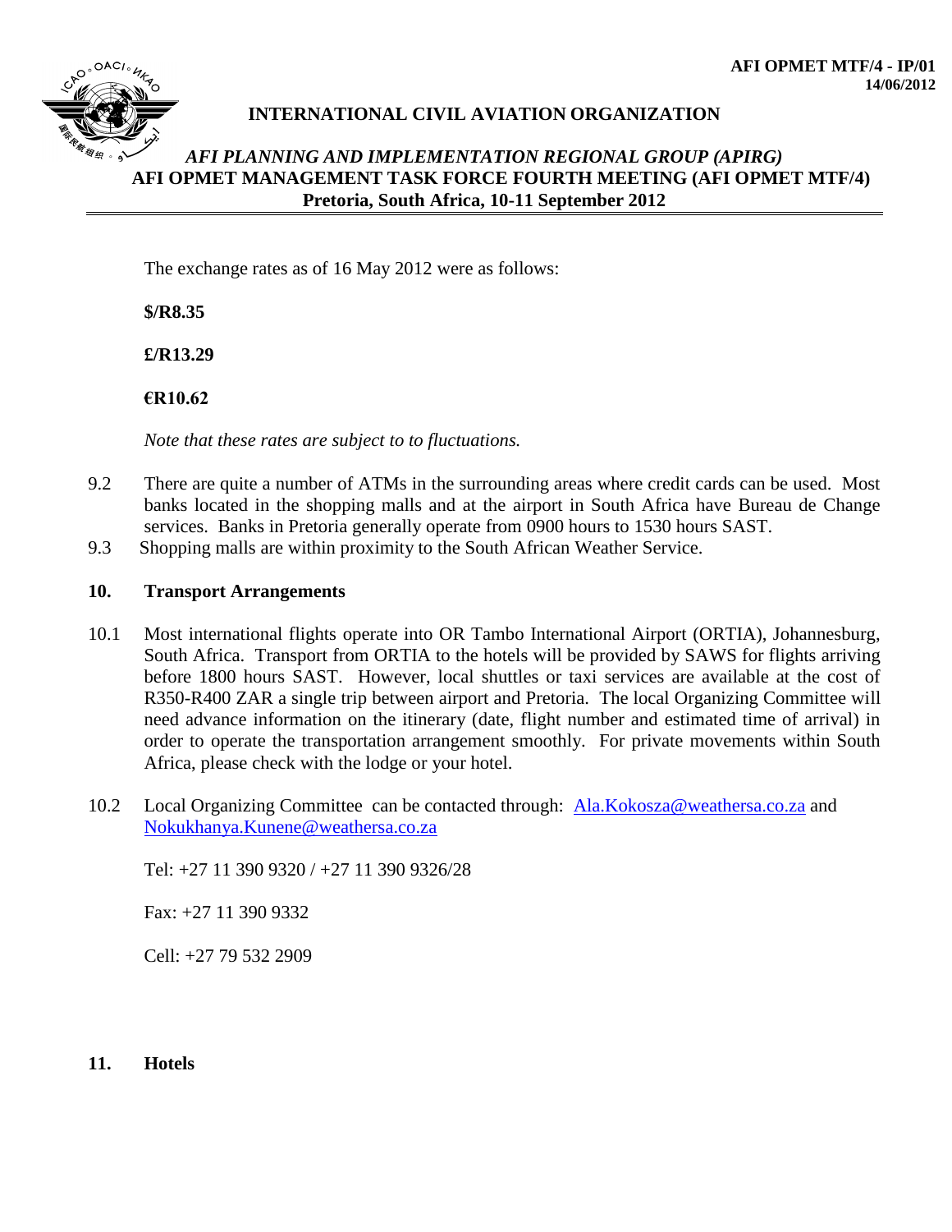The exchange rates as of 16 May 2012 were as follows:

**$/R8.35**

**£/R13.29**

**€R10.62**

*Note that these rates are subject to to fluctuations.*

9.2 There are quite a number of ATMs in the surrounding areas where credit cards can be used. Most banks located in the shopping malls and at the airport in South Africa have Bureau de Change services. Banks in Pretoria generally operate from 0900 hours to 1530 hours SAST.

9.3 Shopping malls are within proximity to the South African Weather Service.

## 10. Transport Arrangements

10.1 Most international flights operate into OR Tambo International Airport (ORTIA), Johannesburg, South Africa. Transport from ORTIA to the hotels will be provided by SAWS for flights arriving before 1800 hours SAST. However, local shuttles or taxi services are available at the cost of R350-R400 ZAR a single trip between airport and Pretoria. The local Organizing Committee will need advance information on the itinerary (date, flight number and estimated time of arrival) in order to operate the transportation arrangement smoothly. For private movements within South Africa, please check with the lodge or your hotel.

10.2 Local Organizing Committee can be contacted through: Ala.Kokosza@weathersa.co.za and Nokukhanya.Kunene@weathersa.co.za

Tel: +27 11 390 9320 / +27 11 390 9326/28

Fax: +27 11 390 9332

Cell: +27 79 532 2909

## 11. Hotels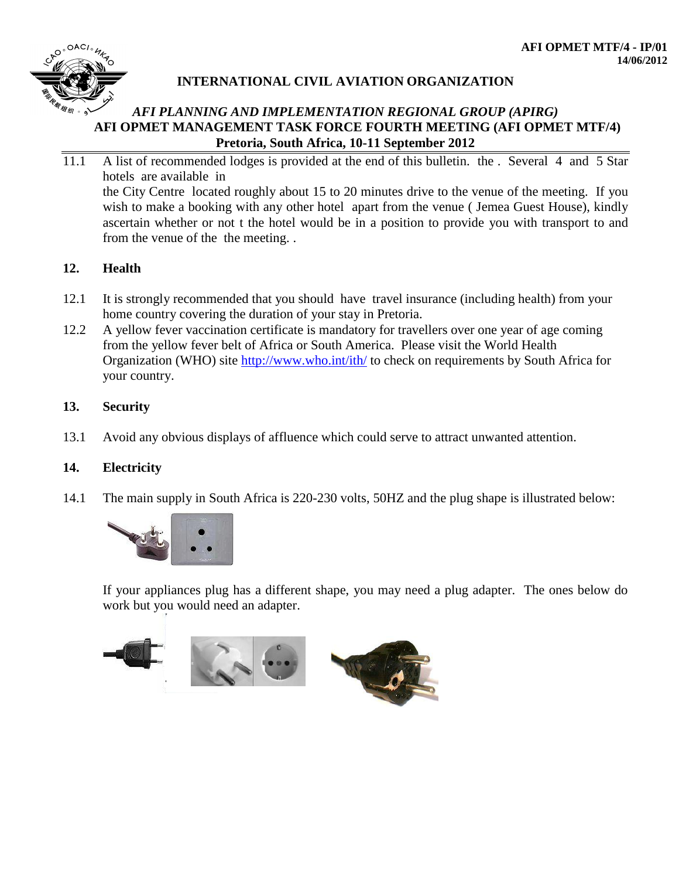**INTERNATIONAL CIVIL AVIATION ORGANIZATION**

*AFI PLANNING AND IMPLEMENTATION REGIONAL GROUP (APIRG)*

**AFI OPMET MANAGEMENT TASK FORCE FOURTH MEETING (AFI OPMET MTF/4)**

**Pretoria, South Africa, 10-11 September 2012**

11.1 A list of recommended lodges is provided at the end of this bulletin. the . Several 4 and 5 Star hotels are available in the City Centre located roughly about 15 to 20 minutes drive to the venue of the meeting. If you wish to make a booking with any other hotel apart from the venue ( Jemea Guest House), kindly ascertain whether or not t the hotel would be in a position to provide you with transport to and from the venue of the the meeting. .

## 12. Health

12.1 It is strongly recommended that you should have travel insurance (including health) from your home country covering the duration of your stay in Pretoria.

12.2 A yellow fever vaccination certificate is mandatory for travellers over one year of age coming from the yellow fever belt of Africa or South America. Please visit the World Health Organization (WHO) site http://www.who.int/ith/ to check on requirements by South Africa for your country.

## 13. Security

13.1 Avoid any obvious displays of affluence which could serve to attract unwanted attention.

## 14. Electricity

14.1 The main supply in South Africa is 220-230 volts, 50HZ and the plug shape is illustrated below:

If your appliances plug has a different shape, you may need a plug adapter. The ones below do work but you would need an adapter.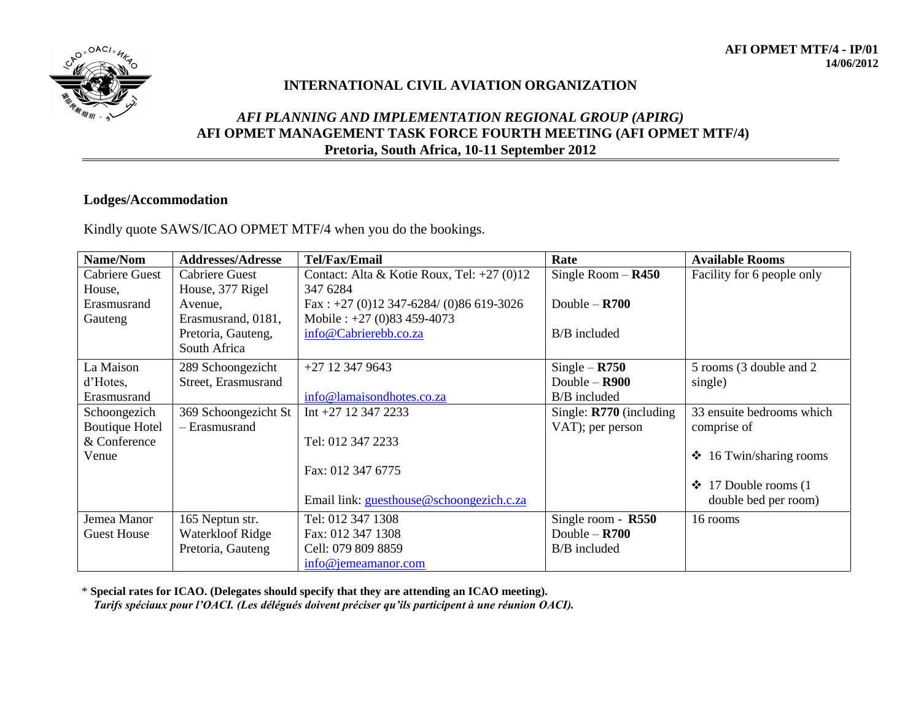**AFI OPMET MTF/4 - IP/01**
**14/06/2012**

# INTERNATIONAL CIVIL AVIATION ORGANIZATION

## *AFI PLANNING AND IMPLEMENTATION REGIONAL GROUP (APIRG)*
## AFI OPMET MANAGEMENT TASK FORCE FOURTH MEETING (AFI OPMET MTF/4)
## Pretoria, South Africa, 10-11 September 2012

### Lodges/Accommodation

Kindly quote SAWS/ICAO OPMET MTF/4 when you do the bookings.

| Name/Nom | Addresses/Adresse | Tel/Fax/Email | Rate | Available Rooms |
|---|---|---|---|---|
| Cabriere Guest House, Erasmusrand Gauteng | Cabriere Guest House, 377 Rigel Avenue, Erasmusrand, 0181, Pretoria, Gauteng, South Africa | Contact: Alta & Kotie Roux, Tel: +27 (0)12 347 6284<br>Fax : +27 (0)12 347-6284/ (0)86 619-3026<br>Mobile : +27 (0)83 459-4073<br>info@Cabrierebb.co.za | Single Room – **R450**<br>Double – **R700**<br>B/B included | Facility for 6 people only |
| La Maison d'Hotes, Erasmusrand | 289 Schoongezicht Street, Erasmusrand | +27 12 347 9643<br>info@lamaisondhotes.co.za | Single – **R750**<br>Double – **R900**<br>B/B included | 5 rooms (3 double and 2 single) |
| Schoongezich Boutique Hotel & Conference Venue | 369 Schoongezicht St – Erasmusrand | Int +27 12 347 2233<br>Tel: 012 347 2233<br>Fax: 012 347 6775<br>Email link: guesthouse@schoongezich.c.za | Single: **R770** (including VAT); per person | 33 ensuite bedrooms which comprise of<br>❖ 16 Twin/sharing rooms<br>❖ 17 Double rooms (1 double bed per room) |
| Jemea Manor Guest House | 165 Neptun str. Waterkloof Ridge Pretoria, Gauteng | Tel: 012 347 1308<br>Fax: 012 347 1308<br>Cell: 079 809 8859<br>info@jemeamanor.com | Single room - **R550**<br>Double – **R700**<br>B/B included | 16 rooms |

\* **Special rates for ICAO. (Delegates should specify that they are attending an ICAO meeting).**
***Tarifs spéciaux pour l'OACI. (Les délégués doivent préciser qu'ils participent à une réunion OACI).***